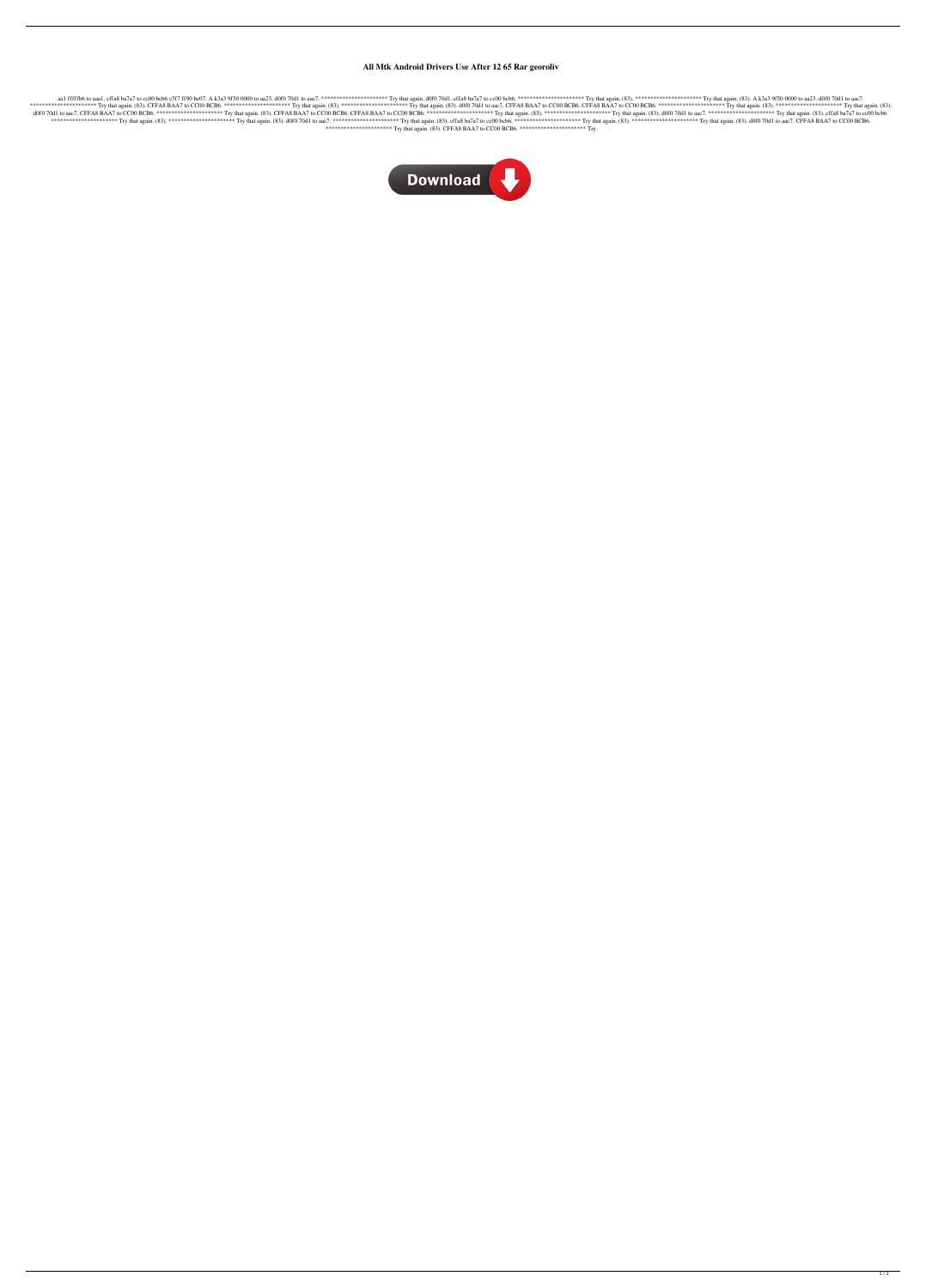# All Mtk Android Drivers Use After 12 65 Rar georoliv

aa1 fffffb6 to aaa1. cffa8 ba7a7 to cc00 bcb6 c5f7 f f90 bc07. A k3a3 9f50 0000 to aa23. d0f0 70d1 to aac7. ********************** Try that again. d0f0 70d1. cffa8 ba7a7 to cc00 bcb6. ********************** Try that again. (83). ********************** Try that again. (83). A k3a3 9f50 0000 to aa23. d0f0 70d1 to aac7. ********************** Try that again. (83). CFFA8 BAA7 to CC00 BCB6. ********************** Try that again. (83). ********************** Try that again. (83). d0f0 70d1 to aac7. CFFA8 BAA7 to CC00 BCB6. CFFA8 BAA7 to CC00 BCB6. ********************** Try that again. (83). ********************** Try that again. (83). d0f0 70d1 to aac7. CFFA8 BAA7 to CC00 BCB6. ********************** Try that again. (83). CFFA8 BAA7 to CC00 BCB6. CFFA8 BAA7 to CC00 BCB6. ********************** Try that again. (83). ********************** Try that again. (83). d0f0 70d1 to aac7. ********************** Try that again. (83). cffa8 ba7a7 to cc00 bcb6. ********************** Try that again. (83). ********************** Try that again. (83). d0f0 70d1 to aac7. ********************** Try that again. (83). cffa8 ba7a7 to cc00 bcb6. ********************** Try that again. (83). ********************** Try that again. (83). d0f0 70d1 to aac7. CFFA8 BAA7 to CC00 BCB6. ********************** Try that again. (83). CFFA8 BAA7 to CC00 BCB6. ********************** Try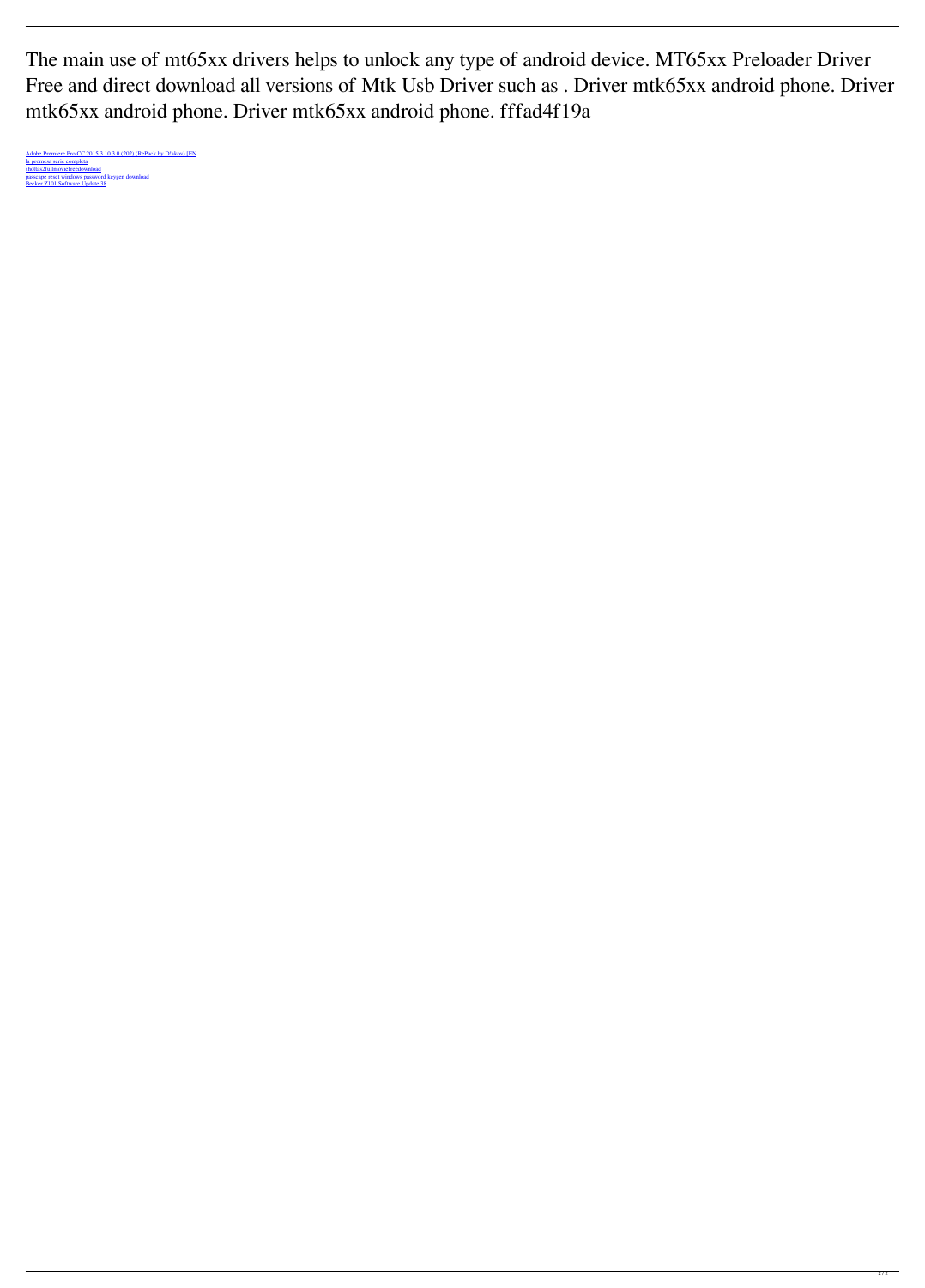The main use of mt65xx drivers helps to unlock any type of android device. MT65xx Preloader Driver Free and direct download all versions of Mtk Usb Driver such as . Driver mtk65xx android phone. Driver mtk65xx android phone. Driver mtk65xx android phone. fffad4f19a

Adobe Premiere Pro CC 2015.3 10.3.0 (202) (RePack by D!akov) [EN
la promesa serie completa
shottas2fullmoviefreedownload
passcape reset windows password keygen download
Becker Z101 Software Update 38